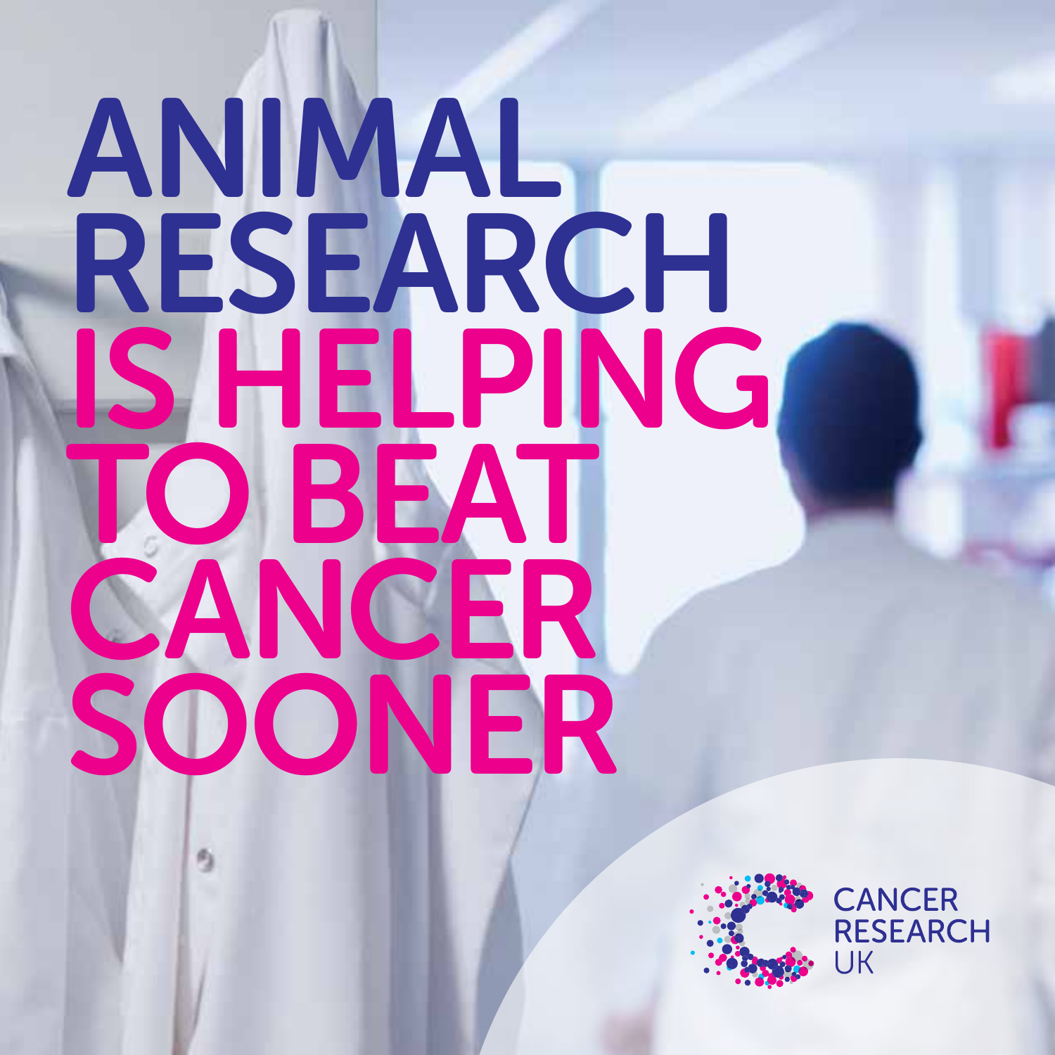# ANIMAL RESEARCH IS HELPING TO BEAT CANCER SOONER

CANCER RESEARCH UK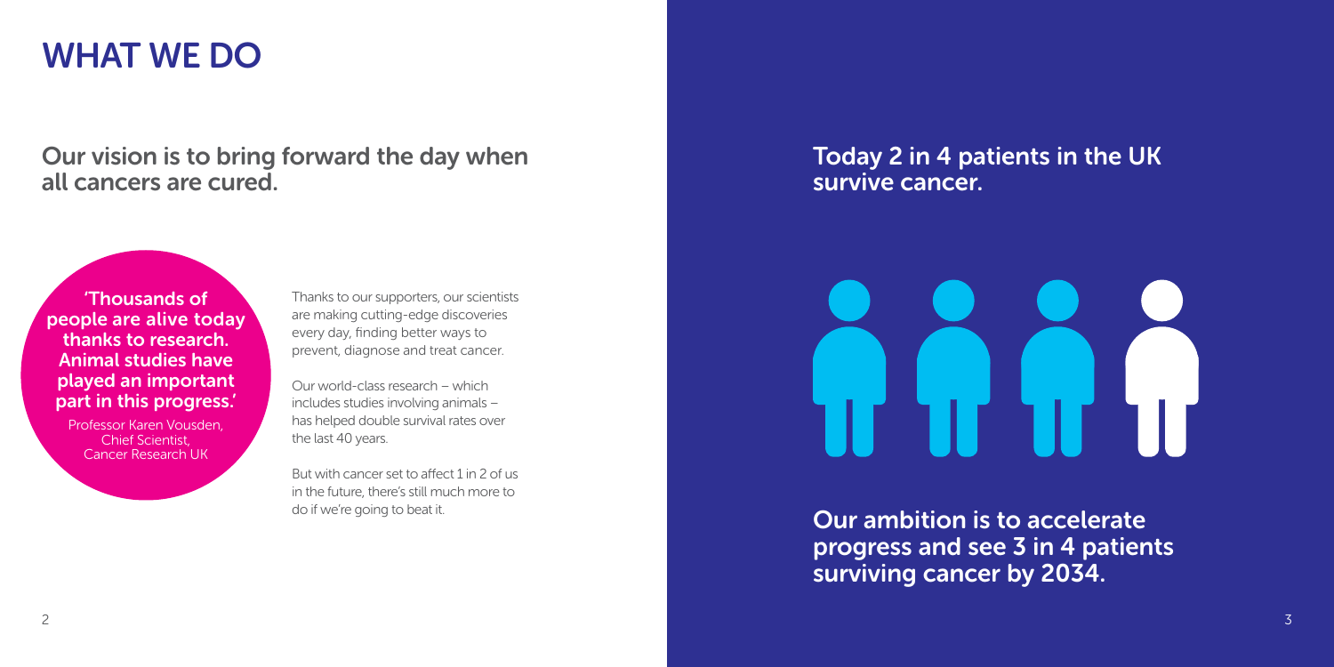# WHAT WE DO

## Our vision is to bring forward the day when all cancers are cured.

**'Thousands of people are alive today thanks to research. Animal studies have played an important part in this progress.'**

Professor Karen Vousden, Chief Scientist, Cancer Research UK

Thanks to our supporters, our scientists are making cutting-edge discoveries every day, finding better ways to prevent, diagnose and treat cancer.

Our world-class research – which includes studies involving animals – has helped double survival rates over the last 40 years.

But with cancer set to affect 1 in 2 of us in the future, there's still much more to do if we're going to beat it.

## Today 2 in 4 patients in the UK survive cancer.

## Our ambition is to accelerate progress and see 3 in 4 patients surviving cancer by 2034.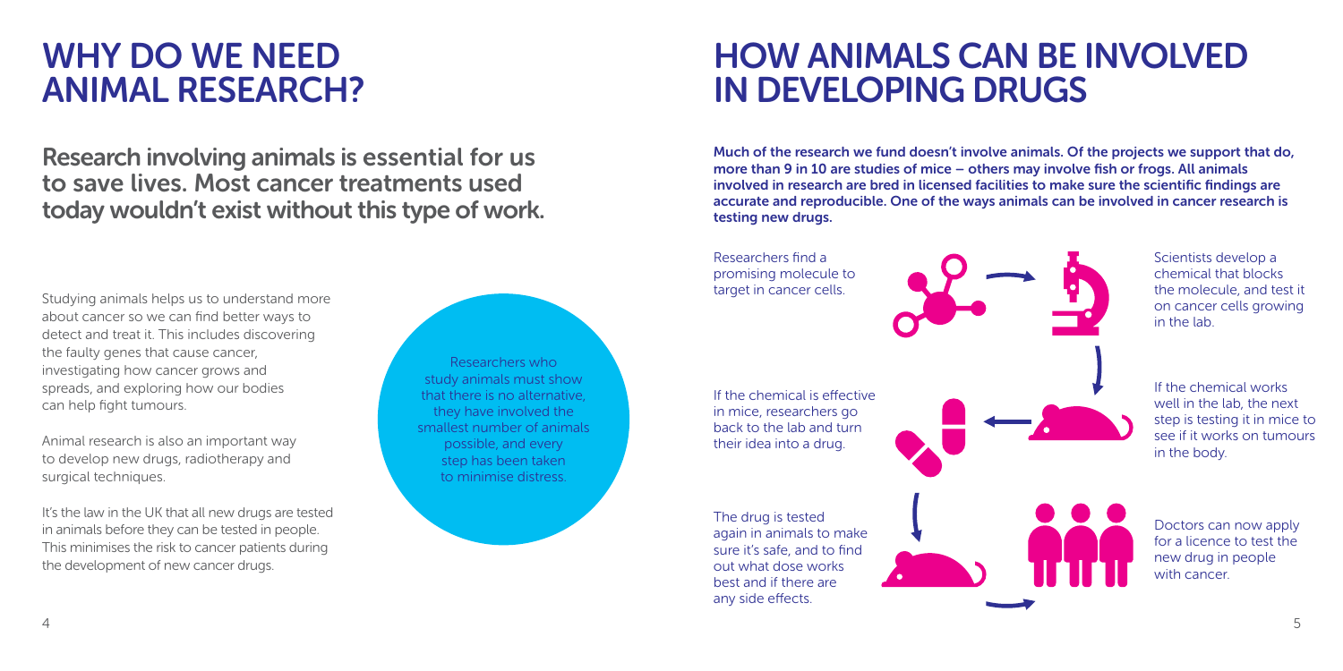# WHY DO WE NEED ANIMAL RESEARCH?

## Research involving animals is essential for us to save lives. Most cancer treatments used today wouldn't exist without this type of work.

Studying animals helps us to understand more about cancer so we can find better ways to detect and treat it. This includes discovering the faulty genes that cause cancer, investigating how cancer grows and spreads, and exploring how our bodies can help fight tumours.

Animal research is also an important way to develop new drugs, radiotherapy and surgical techniques.

It's the law in the UK that all new drugs are tested in animals before they can be tested in people. This minimises the risk to cancer patients during the development of new cancer drugs.

Researchers who study animals must show that there is no alternative, they have involved the smallest number of animals possible, and every step has been taken to minimise distress.

# HOW ANIMALS CAN BE INVOLVED IN DEVELOPING DRUGS

**Much of the research we fund doesn't involve animals. Of the projects we support that do, more than 9 in 10 are studies of mice – others may involve fish or frogs. All animals involved in research are bred in licensed facilities to make sure the scientific findings are accurate and reproducible. One of the ways animals can be involved in cancer research is testing new drugs.**

Researchers find a promising molecule to target in cancer cells.

Scientists develop a chemical that blocks the molecule, and test it on cancer cells growing in the lab.

If the chemical works well in the lab, the next step is testing it in mice to see if it works on tumours in the body.

If the chemical is effective in mice, researchers go back to the lab and turn their idea into a drug.

The drug is tested again in animals to make sure it's safe, and to find out what dose works best and if there are any side effects.

Doctors can now apply for a licence to test the new drug in people with cancer.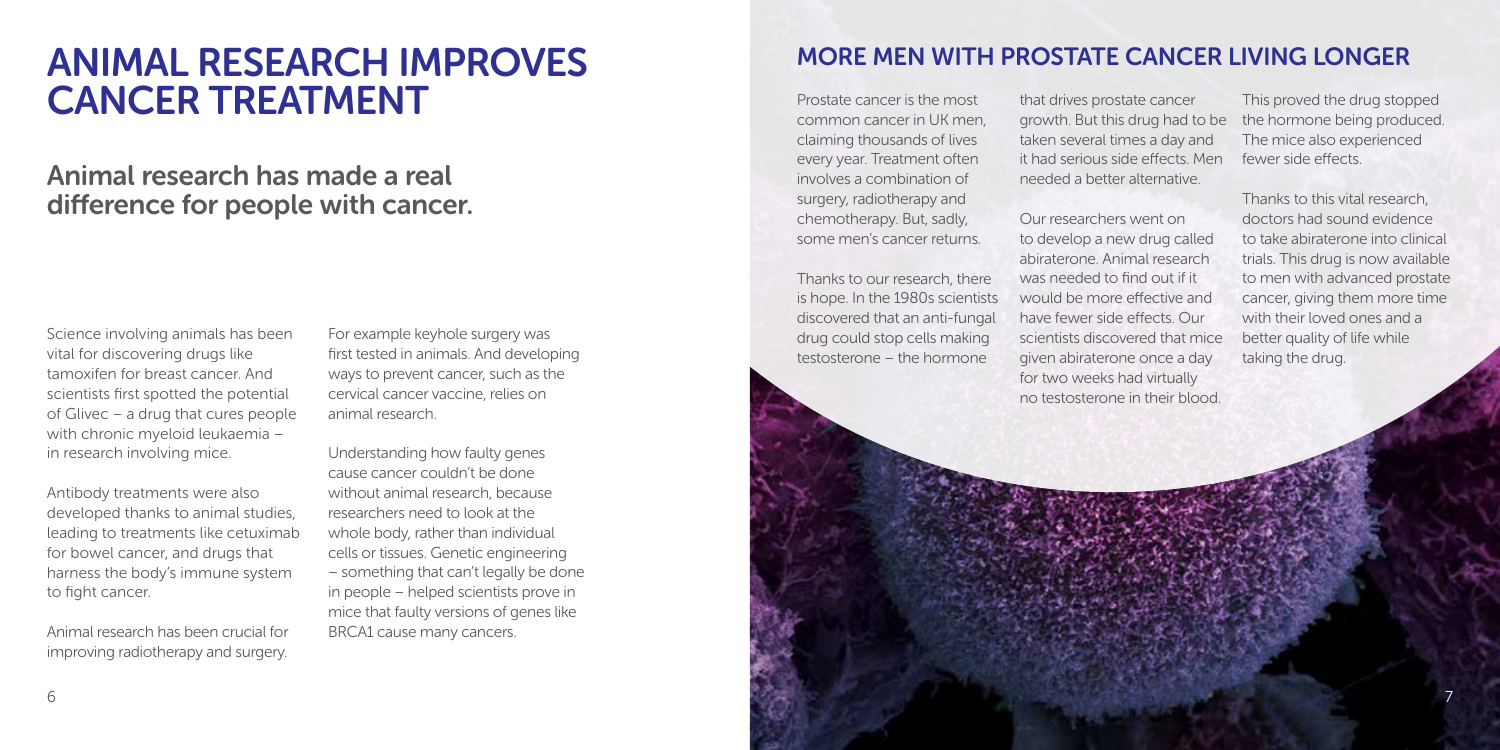# ANIMAL RESEARCH IMPROVES CANCER TREATMENT

## Animal research has made a real difference for people with cancer.

Science involving animals has been vital for discovering drugs like tamoxifen for breast cancer. And scientists first spotted the potential of Glivec – a drug that cures people with chronic myeloid leukaemia – in research involving mice.

Antibody treatments were also developed thanks to animal studies, leading to treatments like cetuximab for bowel cancer, and drugs that harness the body's immune system to fight cancer.

Animal research has been crucial for improving radiotherapy and surgery. For example keyhole surgery was first tested in animals. And developing ways to prevent cancer, such as the cervical cancer vaccine, relies on animal research.

Understanding how faulty genes cause cancer couldn't be done without animal research, because researchers need to look at the whole body, rather than individual cells or tissues. Genetic engineering – something that can't legally be done in people – helped scientists prove in mice that faulty versions of genes like BRCA1 cause many cancers.

## MORE MEN WITH PROSTATE CANCER LIVING LONGER

Prostate cancer is the most common cancer in UK men, claiming thousands of lives every year. Treatment often involves a combination of surgery, radiotherapy and chemotherapy. But, sadly, some men's cancer returns.

Thanks to our research, there is hope. In the 1980s scientists discovered that an anti-fungal drug could stop cells making testosterone – the hormone that drives prostate cancer growth. But this drug had to be taken several times a day and it had serious side effects. Men needed a better alternative.

Our researchers went on to develop a new drug called abiraterone. Animal research was needed to find out if it would be more effective and have fewer side effects. Our scientists discovered that mice given abiraterone once a day for two weeks had virtually no testosterone in their blood. This proved the drug stopped the hormone being produced. The mice also experienced fewer side effects.

Thanks to this vital research, doctors had sound evidence to take abiraterone into clinical trials. This drug is now available to men with advanced prostate cancer, giving them more time with their loved ones and a better quality of life while taking the drug.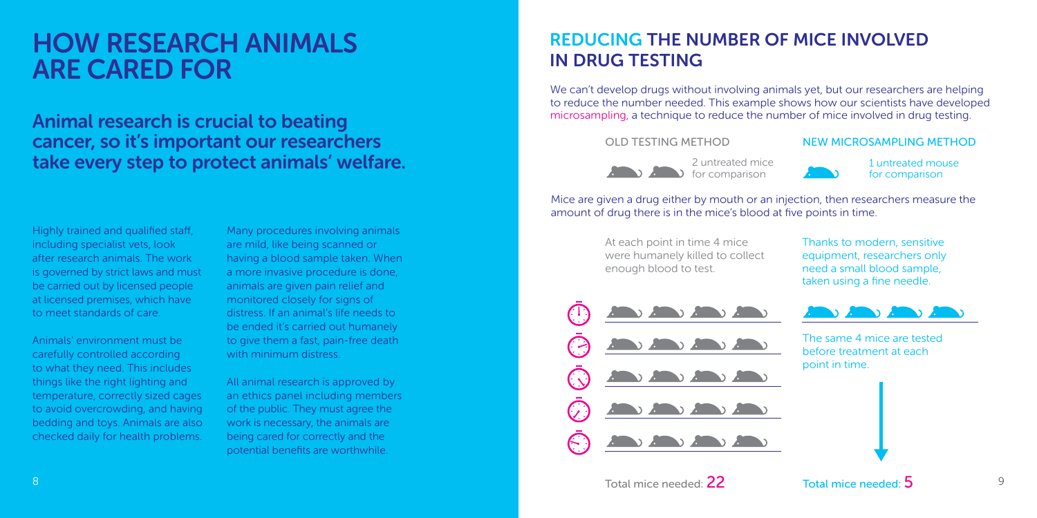# HOW RESEARCH ANIMALS ARE CARED FOR

## Animal research is crucial to beating cancer, so it's important our researchers take every step to protect animals' welfare.

Highly trained and qualified staff, including specialist vets, look after research animals. The work is governed by strict laws and must be carried out by licensed people at licensed premises, which have to meet standards of care.

Animals' environment must be carefully controlled according to what they need. This includes things like the right lighting and temperature, correctly sized cages to avoid overcrowding, and having bedding and toys. Animals are also checked daily for health problems.

Many procedures involving animals are mild, like being scanned or having a blood sample taken. When a more invasive procedure is done, animals are given pain relief and monitored closely for signs of distress. If an animal's life needs to be ended it's carried out humanely to give them a fast, pain-free death with minimum distress.

All animal research is approved by an ethics panel including members of the public. They must agree the work is necessary, the animals are being cared for correctly and the potential benefits are worthwhile.

# REDUCING THE NUMBER OF MICE INVOLVED IN DRUG TESTING

We can't develop drugs without involving animals yet, but our researchers are helping to reduce the number needed. This example shows how our scientists have developed microsampling, a technique to reduce the number of mice involved in drug testing.

**OLD TESTING METHOD**

2 untreated mice for comparison

**NEW MICROSAMPLING METHOD**

1 untreated mouse for comparison

Mice are given a drug either by mouth or an injection, then researchers measure the amount of drug there is in the mice's blood at five points in time.

**Old testing method:** At each point in time 4 mice were humanely killed to collect enough blood to test.

**New microsampling method:** Thanks to modern, sensitive equipment, researchers only need a small blood sample, taken using a fine needle.

The same 4 mice are tested before treatment at each point in time.

Total mice needed: **22** (old testing method)

Total mice needed: **5** (new microsampling method)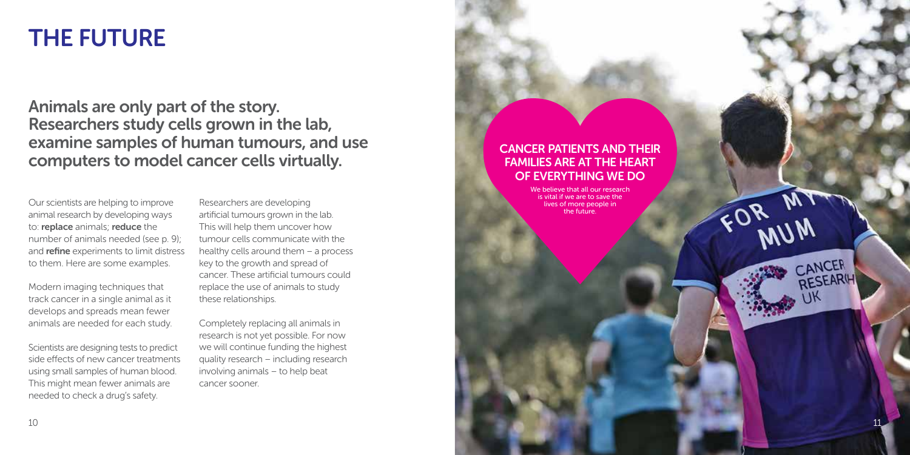# THE FUTURE

## Animals are only part of the story. Researchers study cells grown in the lab, examine samples of human tumours, and use computers to model cancer cells virtually.

Our scientists are helping to improve animal research by developing ways to: **replace** animals; **reduce** the number of animals needed (see p. 9); and **refine** experiments to limit distress to them. Here are some examples.

Modern imaging techniques that track cancer in a single animal as it develops and spreads mean fewer animals are needed for each study.

Scientists are designing tests to predict side effects of new cancer treatments using small samples of human blood. This might mean fewer animals are needed to check a drug's safety.

Researchers are developing artificial tumours grown in the lab. This will help them uncover how tumour cells communicate with the healthy cells around them – a process key to the growth and spread of cancer. These artificial tumours could replace the use of animals to study these relationships.

Completely replacing all animals in research is not yet possible. For now we will continue funding the highest quality research – including research involving animals – to help beat cancer sooner.

**CANCER PATIENTS AND THEIR FAMILIES ARE AT THE HEART OF EVERYTHING WE DO**

We believe that all our research is vital if we are to save the lives of more people in the future.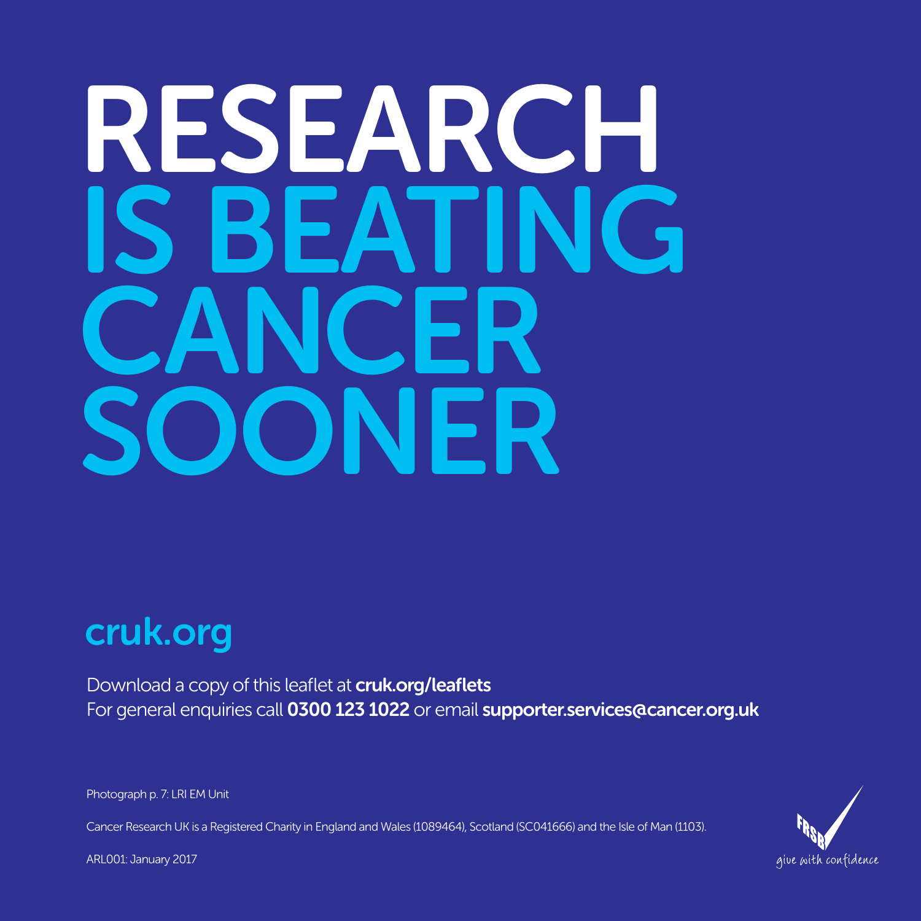# RESEARCH IS BEATING CANCER SOONER

**cruk.org**

Download a copy of this leaflet at **cruk.org/leaflets**
For general enquiries call **0300 123 1022** or email **supporter.services@cancer.org.uk**

Photograph p. 7: LRI EM Unit

Cancer Research UK is a Registered Charity in England and Wales (1089464), Scotland (SC041666) and the Isle of Man (1103).

ARL001: January 2017

FRSB give with confidence